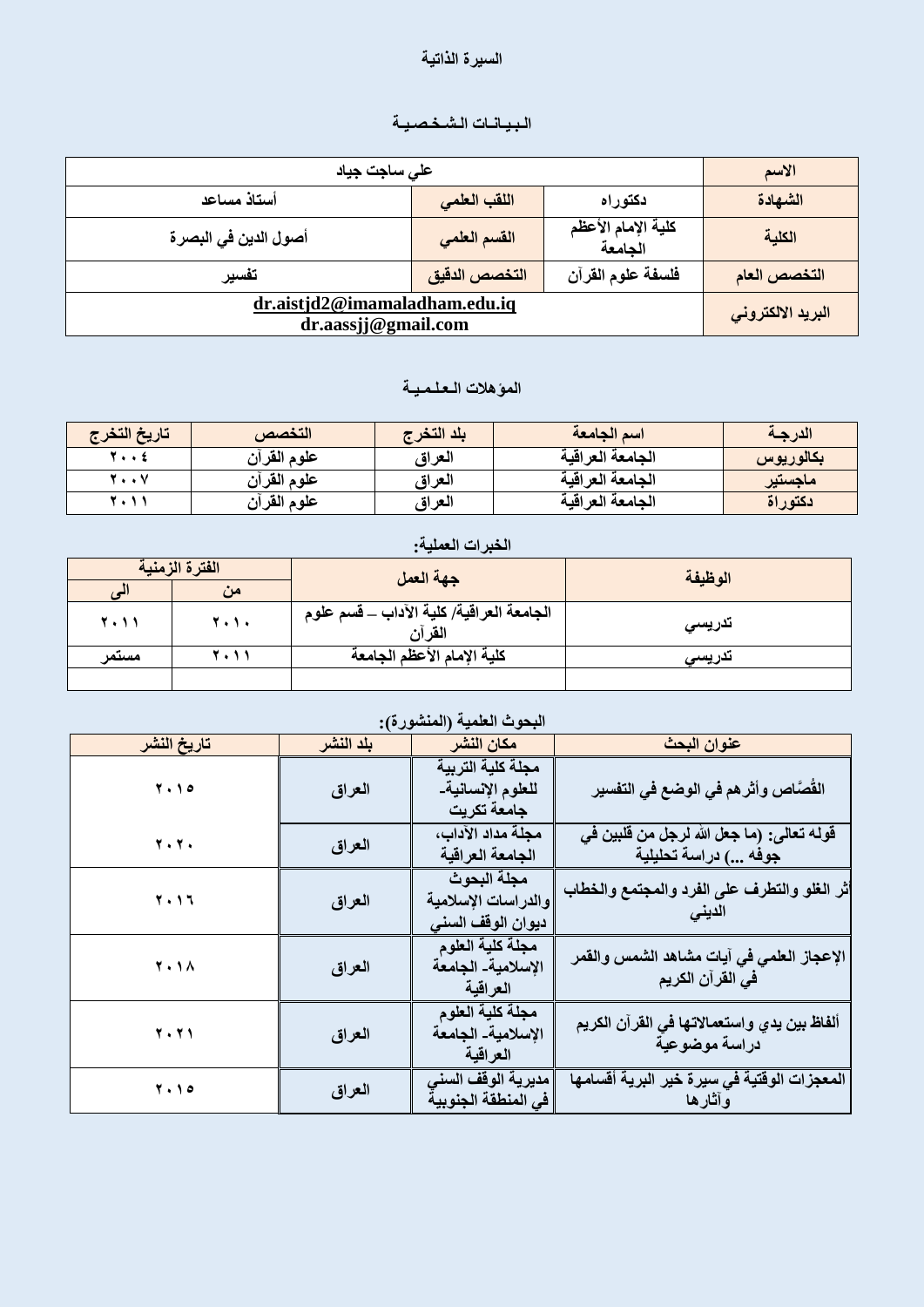# السيرة الذاتية

## البيـانـات الـشـخـصـيـة

| الاسم | علي ساجت جياد | | |
|---|---|---|---|
| الشهادة | دكتوراه | اللقب العلمي | أستاذ مساعد |
| الكلية | كلية الإمام الأعظم الجامعة | القسم العلمي | أصول الدين في البصرة |
| التخصص العام | فلسفة علوم القرآن | التخصص الدقيق | تفسير |
| البريد الالكتروني | dr.aistjd2@imamaladham.edu.iq dr.aassjj@gmail.com | | |

## المؤهلات الـعـلـمـيـة

| الدرجـة | اسم الجامعة | بلد التخرج | التخصص | تاريخ التخرج |
|---|---|---|---|---|
| بكالوريوس | الجامعة العراقية | العراق | علوم القرآن | ٢٠٠٤ |
| ماجستير | الجامعة العراقية | العراق | علوم القرآن | ٢٠٠٧ |
| دكتوراة | الجامعة العراقية | العراق | علوم القرآن | ٢٠١١ |

## الخبرات العملية:

| الوظيفة | جهة العمل | الفترة الزمنية | |
|---|---|---|---|
| | | من | الى |
| تدريسي | الجامعة العراقية/ كلية الآداب – قسم علوم القرآن | ٢٠١٠ | ٢٠١١ |
| تدريسي | كلية الإمام الأعظم الجامعة | ٢٠١١ | مستمر |
| | | | |

## البحوث العلمية (المنشورة):

| عنوان البحث | مكان النشر | بلد النشر | تاريخ النشر |
|---|---|---|---|
| القُصَّاص وأثرهم في الوضع في التفسير | مجلة كلية التربية للعلوم الإنسانية- جامعة تكريت | العراق | ٢٠١٥ |
| قوله تعالى: (ما جعل الله لرجل من قلبين في جوفه ...) دراسة تحليلية | مجلة مداد الآداب، الجامعة العراقية | العراق | ٢٠٢٠ |
| أثر الغلو والتطرف على الفرد والمجتمع والخطاب الديني | مجلة البحوث والدراسات الإسلامية ديوان الوقف السني | العراق | ٢٠١٦ |
| الإعجاز العلمي في آيات مشاهد الشمس والقمر في القرآن الكريم | مجلة كلية العلوم الإسلامية- الجامعة العراقية | العراق | ٢٠١٨ |
| ألفاظ بين يدي واستعمالاتها في القرآن الكريم دراسة موضوعية | مجلة كلية العلوم الإسلامية- الجامعة العراقية | العراق | ٢٠٢١ |
| المعجزات الوقتية في سيرة خير البرية أقسامها وآثارها | مديرية الوقف السني في المنطقة الجنوبية | العراق | ٢٠١٥ |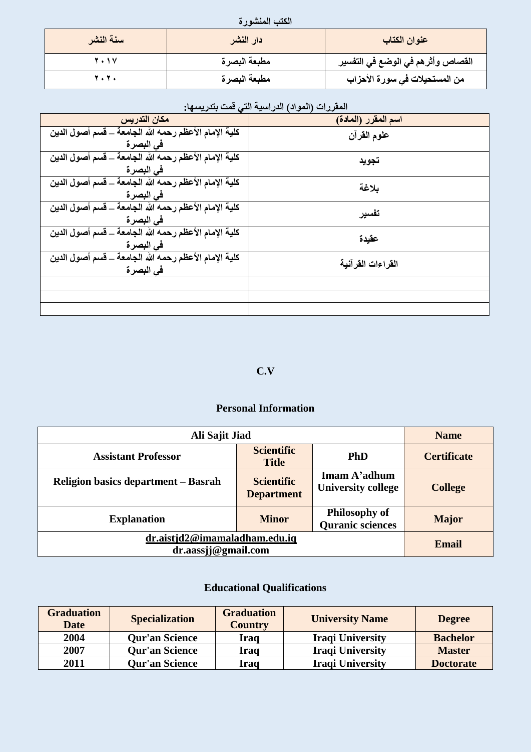### الكتب المنشورة

| عنوان الكتاب | دار النشر | سنة النشر |
| --- | --- | --- |
| القصاص وأثرهم في الوضع في التفسير | مطبعة البصرة | ٢٠١٧ |
| من المستحيلات في سورة الأحزاب | مطبعة البصرة | ٢٠٢٠ |

### المقررات (المواد) الدراسية التي قمت بتدريسها:

| اسم المقرر (المادة) | مكان التدريس |
| --- | --- |
| علوم القرآن | كلية الإمام الأعظم رحمه الله الجامعة – قسم أصول الدين في البصرة |
| تجويد | كلية الإمام الأعظم رحمه الله الجامعة – قسم أصول الدين في البصرة |
| بلاغة | كلية الإمام الأعظم رحمه الله الجامعة – قسم أصول الدين في البصرة |
| تفسير | كلية الإمام الأعظم رحمه الله الجامعة – قسم أصول الدين في البصرة |
| عقيدة | كلية الإمام الأعظم رحمه الله الجامعة – قسم أصول الدين في البصرة |
| القراءات القرآنية | كلية الإمام الأعظم رحمه الله الجامعة – قسم أصول الدين في البصرة |
| | |
| | |
| | |

# C.V

## Personal Information

| Name | Ali Sajit Jiad | | |
| --- | --- | --- | --- |
| Certificate | PhD | Scientific Title | Assistant Professor |
| College | Imam A'adhum University college | Scientific Department | Religion basics department – Basrah |
| Major | Philosophy of Quranic sciences | Minor | Explanation |
| Email | dr.aistjd2@imamaladham.edu.iq dr.aassjj@gmail.com | | |

## Educational Qualifications

| Degree | University Name | Graduation Country | Specialization | Graduation Date |
| --- | --- | --- | --- | --- |
| Bachelor | Iraqi University | Iraq | Qur'an Science | 2004 |
| Master | Iraqi University | Iraq | Qur'an Science | 2007 |
| Doctorate | Iraqi University | Iraq | Qur'an Science | 2011 |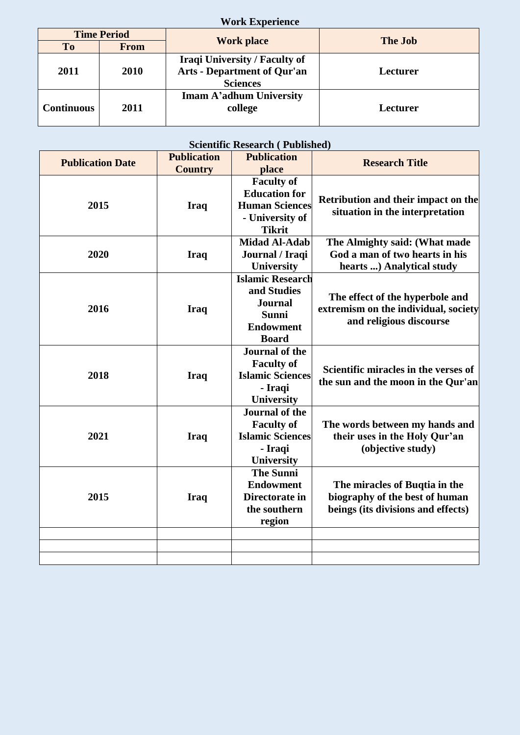## Work Experience

| Time Period | | Work place | The Job |
|---|---|---|---|
| To | From | | |
| 2011 | 2010 | Iraqi University / Faculty of Arts - Department of Qur'an Sciences | Lecturer |
| Continuous | 2011 | Imam A'adhum University college | Lecturer |

## Scientific Research ( Published)

| Publication Date | Publication Country | Publication place | Research Title |
|---|---|---|---|
| 2015 | Iraq | Faculty of Education for Human Sciences - University of Tikrit | Retribution and their impact on the situation in the interpretation |
| 2020 | Iraq | Midad Al-Adab Journal / Iraqi University | The Almighty said: (What made God a man of two hearts in his hearts ...) Analytical study |
| 2016 | Iraq | Islamic Research and Studies Journal Sunni Endowment Board | The effect of the hyperbole and extremism on the individual, society and religious discourse |
| 2018 | Iraq | Journal of the Faculty of Islamic Sciences - Iraqi University | Scientific miracles in the verses of the sun and the moon in the Qur'an |
| 2021 | Iraq | Journal of the Faculty of Islamic Sciences - Iraqi University | The words between my hands and their uses in the Holy Qur'an (objective study) |
| 2015 | Iraq | The Sunni Endowment Directorate in the southern region | The miracles of Buqtia in the biography of the best of human beings (its divisions and effects) |
| | | | |
| | | | |
| | | | |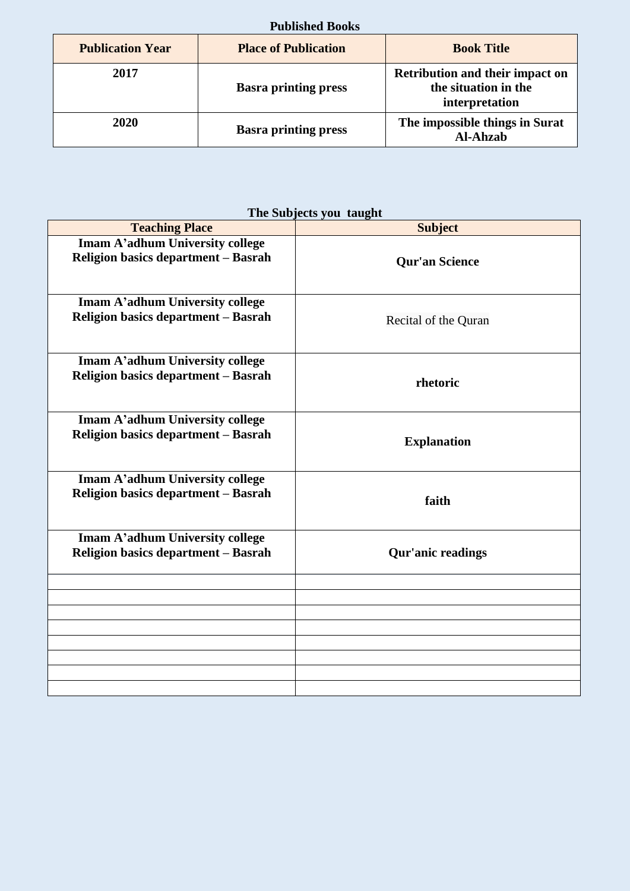**Published Books**

| Publication Year | Place of Publication | Book Title |
| --- | --- | --- |
| 2017 | Basra printing press | Retribution and their impact on the situation in the interpretation |
| 2020 | Basra printing press | The impossible things in Surat Al-Ahzab |

**The Subjects you taught**

| Teaching Place | Subject |
| --- | --- |
| Imam A'adhum University college Religion basics department – Basrah | Qur'an Science |
| Imam A'adhum University college Religion basics department – Basrah | Recital of the Quran |
| Imam A'adhum University college Religion basics department – Basrah | rhetoric |
| Imam A'adhum University college Religion basics department – Basrah | Explanation |
| Imam A'adhum University college Religion basics department – Basrah | faith |
| Imam A'adhum University college Religion basics department – Basrah | Qur'anic readings |
| | |
| | |
| | |
| | |
| | |
| | |
| | |
| | |